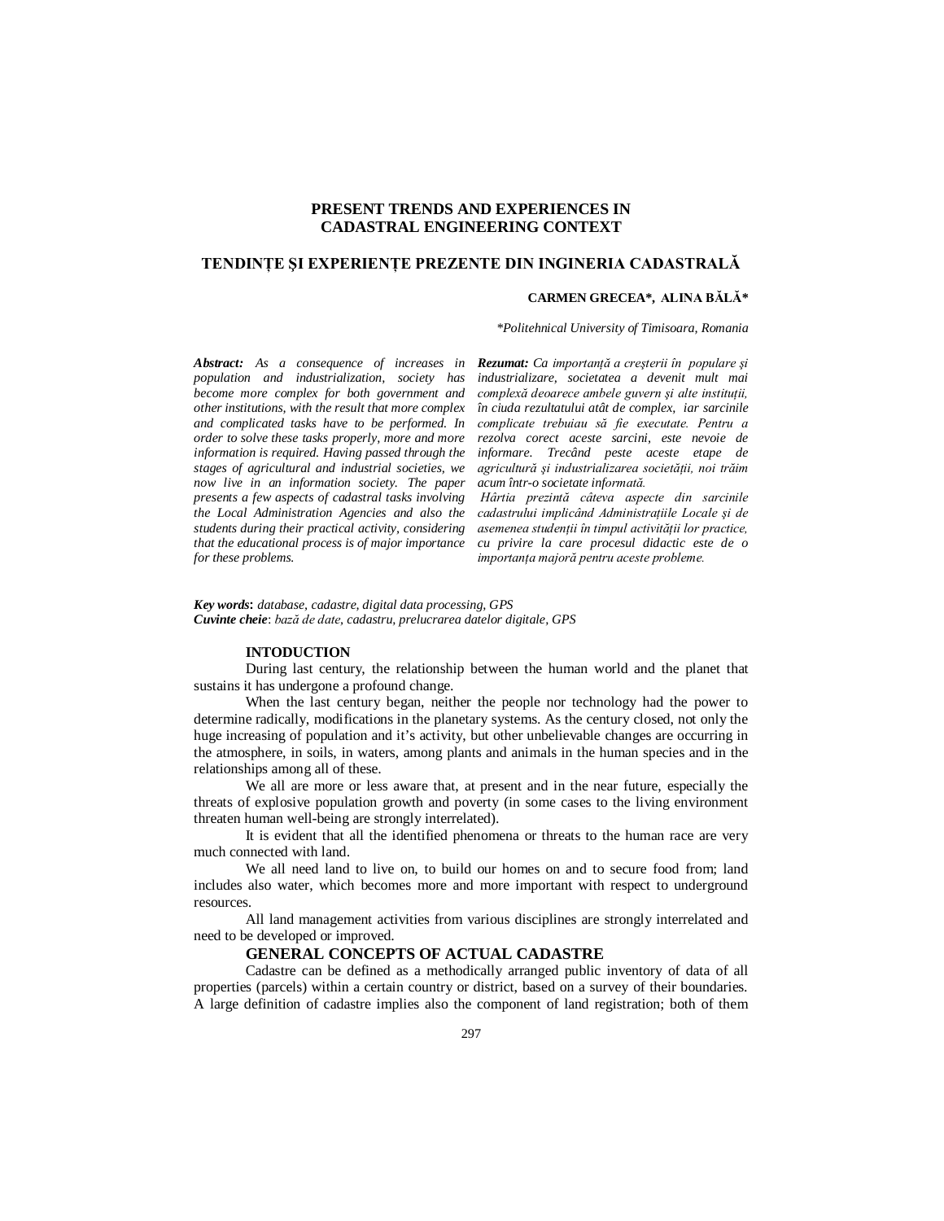# PRESENT TRENDS AND EXPERIENCES IN CADASTRAL ENGINEERING CONTEXT

# TENDINȚE ŞI EXPERIENȚE PREZENTE DIN INGINERIA CADASTRALĂ

**CARMEN GRECEA\*, ALINA BĂLĂ\***

*\*Politehnical University of Timisoara, Romania*

***Abstract:*** *As a consequence of increases in population and industrialization, society has become more complex for both government and other institutions, with the result that more complex and complicated tasks have to be performed. In order to solve these tasks properly, more and more information is required. Having passed through the stages of agricultural and industrial societies, we now live in an information society. The paper presents a few aspects of cadastral tasks involving the Local Administration Agencies and also the students during their practical activity, considering that the educational process is of major importance for these problems.*

***Rezumat:*** *Ca importanță a creşterii în populare şi industrializare, societatea a devenit mult mai complexă deoarece ambele guvern şi alte instituții, în ciuda rezultatului atât de complex, iar sarcinile complicate trebuiau să fie executate. Pentru a rezolva corect aceste sarcini, este nevoie de informare. Trecând peste aceste etape de agricultură şi industrializarea societății, noi trăim acum într-o societate informată.*

*Hârtia prezintă câteva aspecte din sarcinile cadastrului implicând Administrațiile Locale şi de asemenea studenții în timpul activității lor practice, cu privire la care procesul didactic este de o importanța majoră pentru aceste probleme.*

***Key words*:** *database, cadastre, digital data processing, GPS*
***Cuvinte cheie*:** *bază de date, cadastru, prelucrarea datelor digitale, GPS*

## INTODUCTION

During last century, the relationship between the human world and the planet that sustains it has undergone a profound change.

When the last century began, neither the people nor technology had the power to determine radically, modifications in the planetary systems. As the century closed, not only the huge increasing of population and it's activity, but other unbelievable changes are occurring in the atmosphere, in soils, in waters, among plants and animals in the human species and in the relationships among all of these.

We all are more or less aware that, at present and in the near future, especially the threats of explosive population growth and poverty (in some cases to the living environment threaten human well-being are strongly interrelated).

It is evident that all the identified phenomena or threats to the human race are very much connected with land.

We all need land to live on, to build our homes on and to secure food from; land includes also water, which becomes more and more important with respect to underground resources.

All land management activities from various disciplines are strongly interrelated and need to be developed or improved.

## GENERAL CONCEPTS OF ACTUAL CADASTRE

Cadastre can be defined as a methodically arranged public inventory of data of all properties (parcels) within a certain country or district, based on a survey of their boundaries. A large definition of cadastre implies also the component of land registration; both of them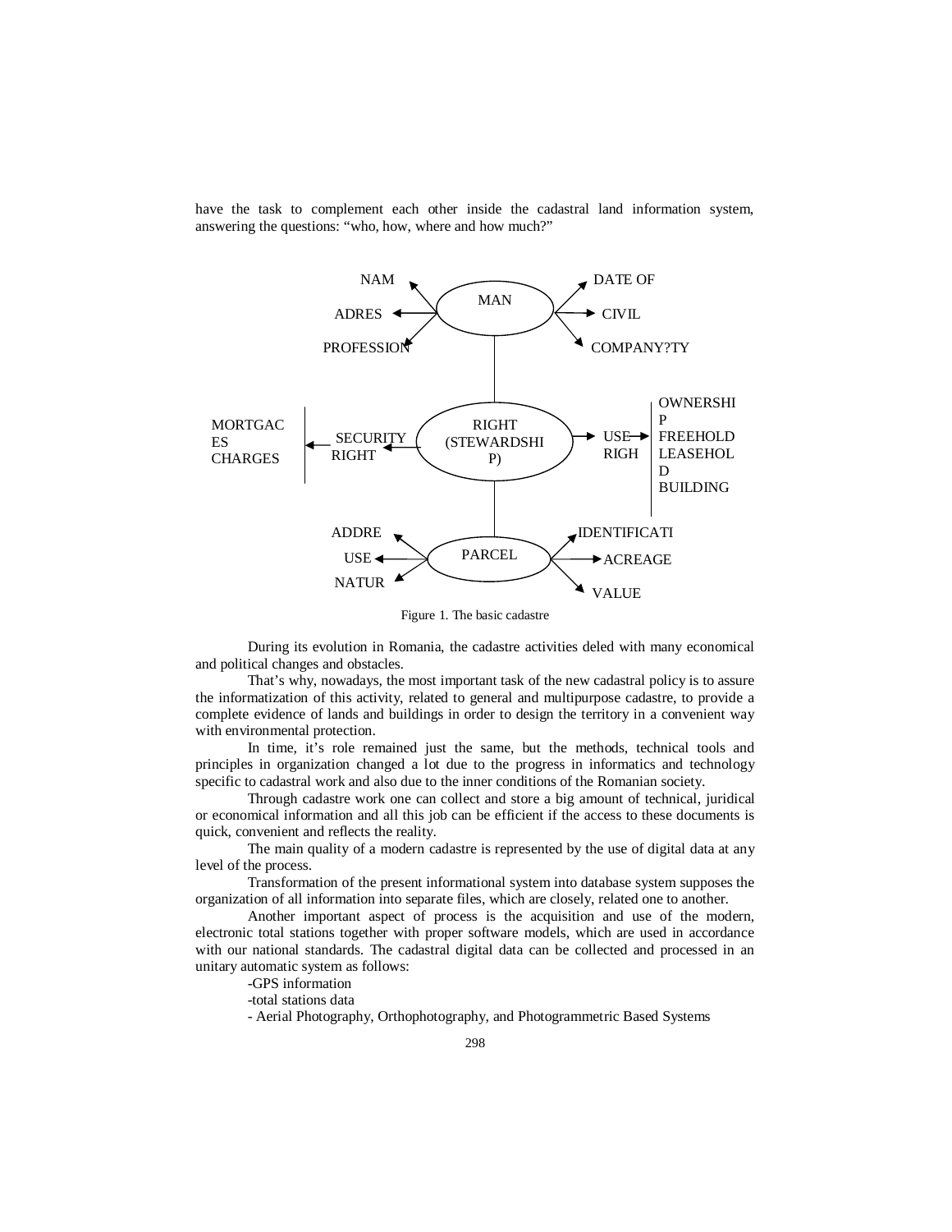have the task to complement each other inside the cadastral land information system, answering the questions: "who, how, where and how much?"

NAM
ADRES
PROFESSION
MAN
DATE OF
CIVIL
COMPANY?TY

MORTGACES
CHARGES
SECURITY RIGHT
RIGHT (STEWARDSHIP)
USE RIGH
OWNERSHIP
FREEHOLD
LEASEHOLD
BUILDING

ADDRE
USE
NATUR
PARCEL
IDENTIFICATI
ACREAGE
VALUE

Figure 1. The basic cadastre

During its evolution in Romania, the cadastre activities deled with many economical and political changes and obstacles.

That's why, nowadays, the most important task of the new cadastral policy is to assure the informatization of this activity, related to general and multipurpose cadastre, to provide a complete evidence of lands and buildings in order to design the territory in a convenient way with environmental protection.

In time, it's role remained just the same, but the methods, technical tools and principles in organization changed a lot due to the progress in informatics and technology specific to cadastral work and also due to the inner conditions of the Romanian society.

Through cadastre work one can collect and store a big amount of technical, juridical or economical information and all this job can be efficient if the access to these documents is quick, convenient and reflects the reality.

The main quality of a modern cadastre is represented by the use of digital data at any level of the process.

Transformation of the present informational system into database system supposes the organization of all information into separate files, which are closely, related one to another.

Another important aspect of process is the acquisition and use of the modern, electronic total stations together with proper software models, which are used in accordance with our national standards. The cadastral digital data can be collected and processed in an unitary automatic system as follows:

-GPS information

-total stations data

- Aerial Photography, Orthophotography, and Photogrammetric Based Systems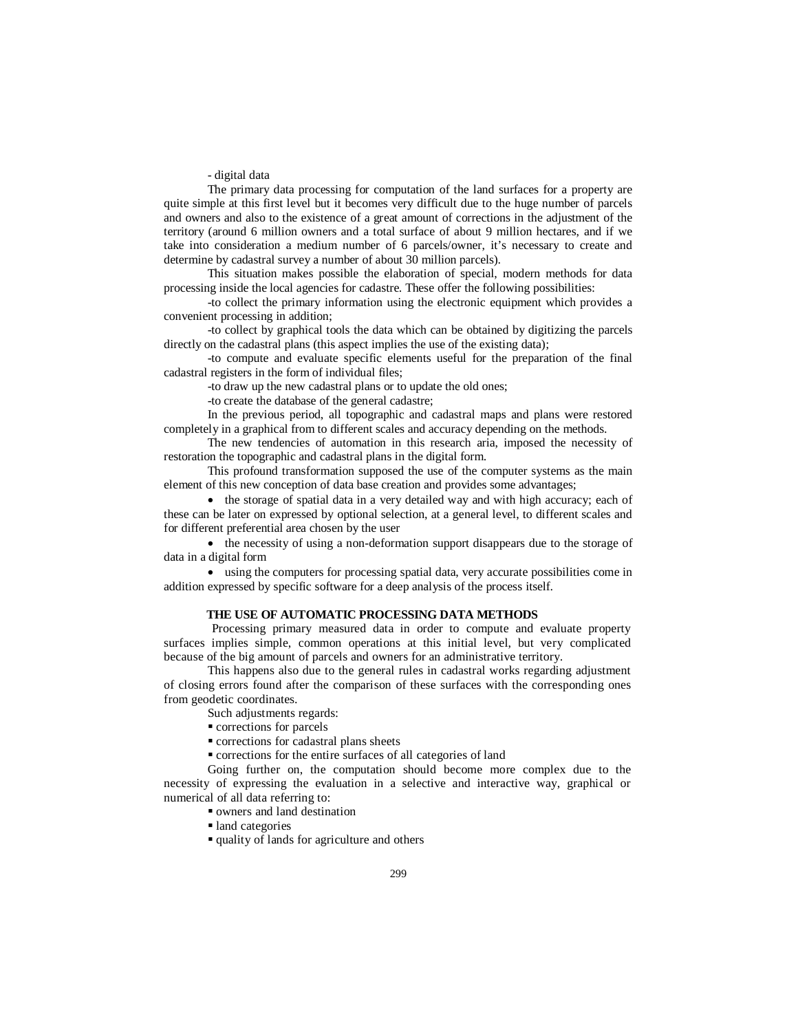- digital data

The primary data processing for computation of the land surfaces for a property are quite simple at this first level but it becomes very difficult due to the huge number of parcels and owners and also to the existence of a great amount of corrections in the adjustment of the territory (around 6 million owners and a total surface of about 9 million hectares, and if we take into consideration a medium number of 6 parcels/owner, it's necessary to create and determine by cadastral survey a number of about 30 million parcels).

This situation makes possible the elaboration of special, modern methods for data processing inside the local agencies for cadastre. These offer the following possibilities:

-to collect the primary information using the electronic equipment which provides a convenient processing in addition;

-to collect by graphical tools the data which can be obtained by digitizing the parcels directly on the cadastral plans (this aspect implies the use of the existing data);

-to compute and evaluate specific elements useful for the preparation of the final cadastral registers in the form of individual files;

-to draw up the new cadastral plans or to update the old ones;

-to create the database of the general cadastre;

In the previous period, all topographic and cadastral maps and plans were restored completely in a graphical from to different scales and accuracy depending on the methods.

The new tendencies of automation in this research aria, imposed the necessity of restoration the topographic and cadastral plans in the digital form.

This profound transformation supposed the use of the computer systems as the main element of this new conception of data base creation and provides some advantages;

- the storage of spatial data in a very detailed way and with high accuracy; each of these can be later on expressed by optional selection, at a general level, to different scales and for different preferential area chosen by the user
- the necessity of using a non-deformation support disappears due to the storage of data in a digital form
- using the computers for processing spatial data, very accurate possibilities come in addition expressed by specific software for a deep analysis of the process itself.

## THE USE OF AUTOMATIC PROCESSING DATA METHODS

Processing primary measured data in order to compute and evaluate property surfaces implies simple, common operations at this initial level, but very complicated because of the big amount of parcels and owners for an administrative territory.

This happens also due to the general rules in cadastral works regarding adjustment of closing errors found after the comparison of these surfaces with the corresponding ones from geodetic coordinates.

Such adjustments regards:

- corrections for parcels
- corrections for cadastral plans sheets
- corrections for the entire surfaces of all categories of land

Going further on, the computation should become more complex due to the necessity of expressing the evaluation in a selective and interactive way, graphical or numerical of all data referring to:

- owners and land destination
- land categories
- quality of lands for agriculture and others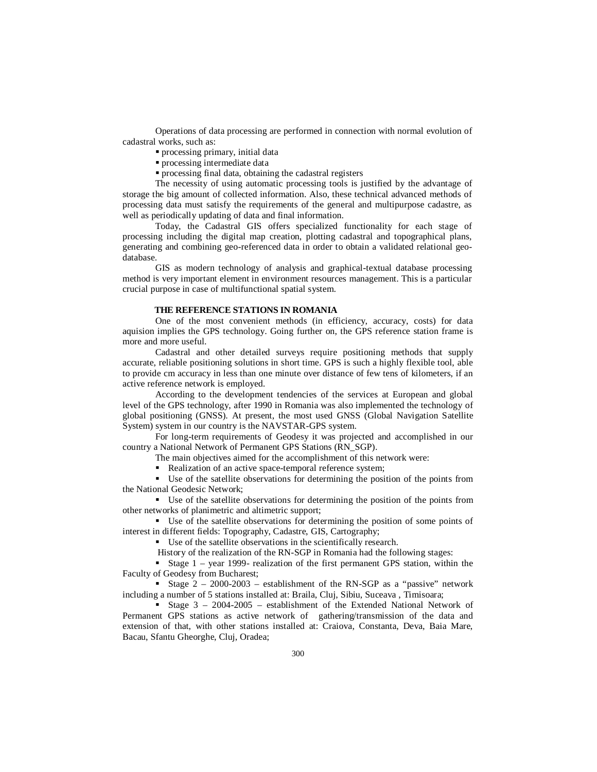Operations of data processing are performed in connection with normal evolution of cadastral works, such as:

- processing primary, initial data
- processing intermediate data
- processing final data, obtaining the cadastral registers

The necessity of using automatic processing tools is justified by the advantage of storage the big amount of collected information. Also, these technical advanced methods of processing data must satisfy the requirements of the general and multipurpose cadastre, as well as periodically updating of data and final information.

Today, the Cadastral GIS offers specialized functionality for each stage of processing including the digital map creation, plotting cadastral and topographical plans, generating and combining geo-referenced data in order to obtain a validated relational geo-database.

GIS as modern technology of analysis and graphical-textual database processing method is very important element in environment resources management. This is a particular crucial purpose in case of multifunctional spatial system.

## THE REFERENCE STATIONS IN ROMANIA

One of the most convenient methods (in efficiency, accuracy, costs) for data aquision implies the GPS technology. Going further on, the GPS reference station frame is more and more useful.

Cadastral and other detailed surveys require positioning methods that supply accurate, reliable positioning solutions in short time. GPS is such a highly flexible tool, able to provide cm accuracy in less than one minute over distance of few tens of kilometers, if an active reference network is employed.

According to the development tendencies of the services at European and global level of the GPS technology, after 1990 in Romania was also implemented the technology of global positioning (GNSS). At present, the most used GNSS (Global Navigation Satellite System) system in our country is the NAVSTAR-GPS system.

For long-term requirements of Geodesy it was projected and accomplished in our country a National Network of Permanent GPS Stations (RN_SGP).

The main objectives aimed for the accomplishment of this network were:

- Realization of an active space-temporal reference system;
- Use of the satellite observations for determining the position of the points from the National Geodesic Network;
- Use of the satellite observations for determining the position of the points from other networks of planimetric and altimetric support;
- Use of the satellite observations for determining the position of some points of interest in different fields: Topography, Cadastre, GIS, Cartography;
- Use of the satellite observations in the scientifically research.

History of the realization of the RN-SGP in Romania had the following stages:

- Stage 1 – year 1999- realization of the first permanent GPS station, within the Faculty of Geodesy from Bucharest;
- Stage 2 – 2000-2003 – establishment of the RN-SGP as a "passive" network including a number of 5 stations installed at: Braila, Cluj, Sibiu, Suceava , Timisoara;
- Stage 3 – 2004-2005 – establishment of the Extended National Network of Permanent GPS stations as active network of gathering/transmission of the data and extension of that, with other stations installed at: Craiova, Constanta, Deva, Baia Mare, Bacau, Sfantu Gheorghe, Cluj, Oradea;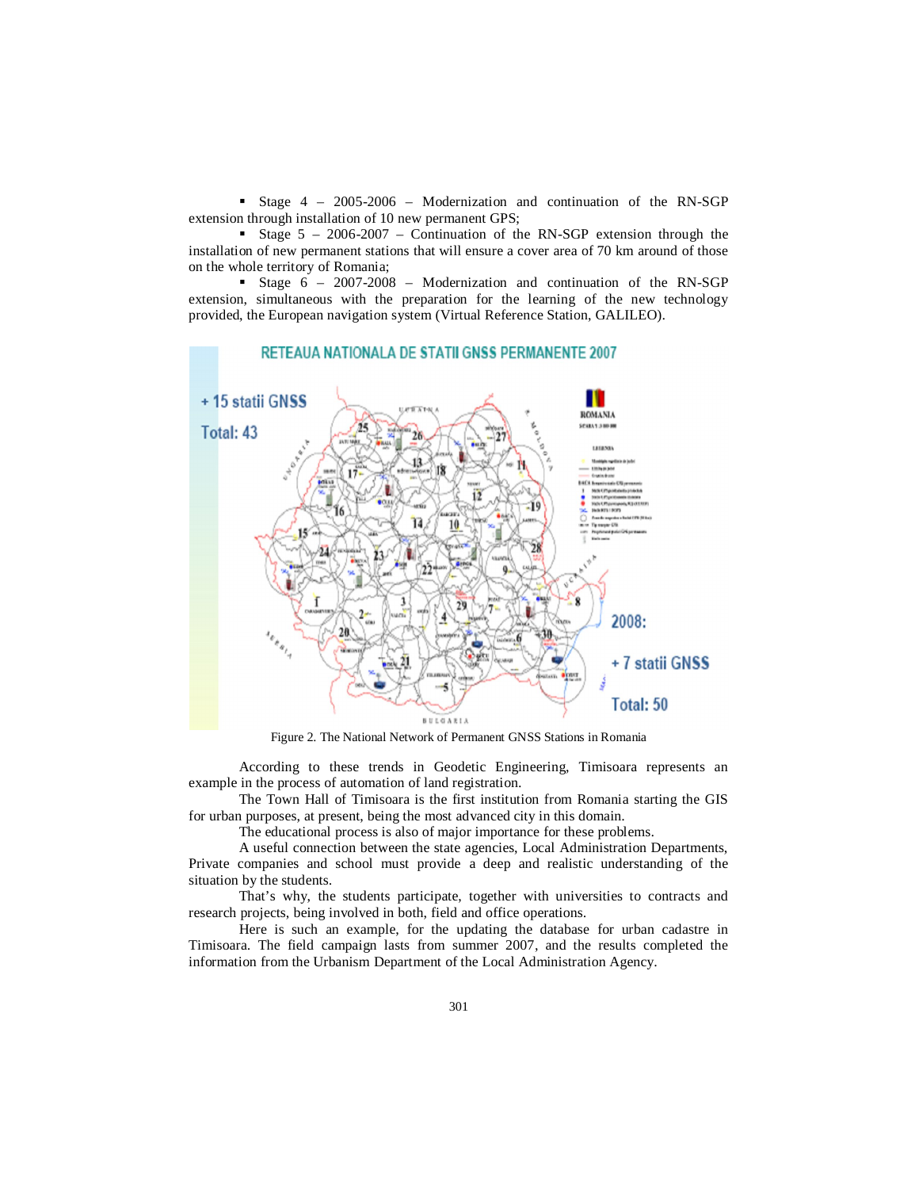- Stage 4 – 2005-2006 – Modernization and continuation of the RN-SGP extension through installation of 10 new permanent GPS;
- Stage 5 – 2006-2007 – Continuation of the RN-SGP extension through the installation of new permanent stations that will ensure a cover area of 70 km around of those on the whole territory of Romania;
- Stage 6 – 2007-2008 – Modernization and continuation of the RN-SGP extension, simultaneous with the preparation for the learning of the new technology provided, the European navigation system (Virtual Reference Station, GALILEO).

Figure 2. The National Network of Permanent GNSS Stations in Romania

According to these trends in Geodetic Engineering, Timisoara represents an example in the process of automation of land registration.

The Town Hall of Timisoara is the first institution from Romania starting the GIS for urban purposes, at present, being the most advanced city in this domain.

The educational process is also of major importance for these problems.

A useful connection between the state agencies, Local Administration Departments, Private companies and school must provide a deep and realistic understanding of the situation by the students.

That's why, the students participate, together with universities to contracts and research projects, being involved in both, field and office operations.

Here is such an example, for the updating the database for urban cadastre in Timisoara. The field campaign lasts from summer 2007, and the results completed the information from the Urbanism Department of the Local Administration Agency.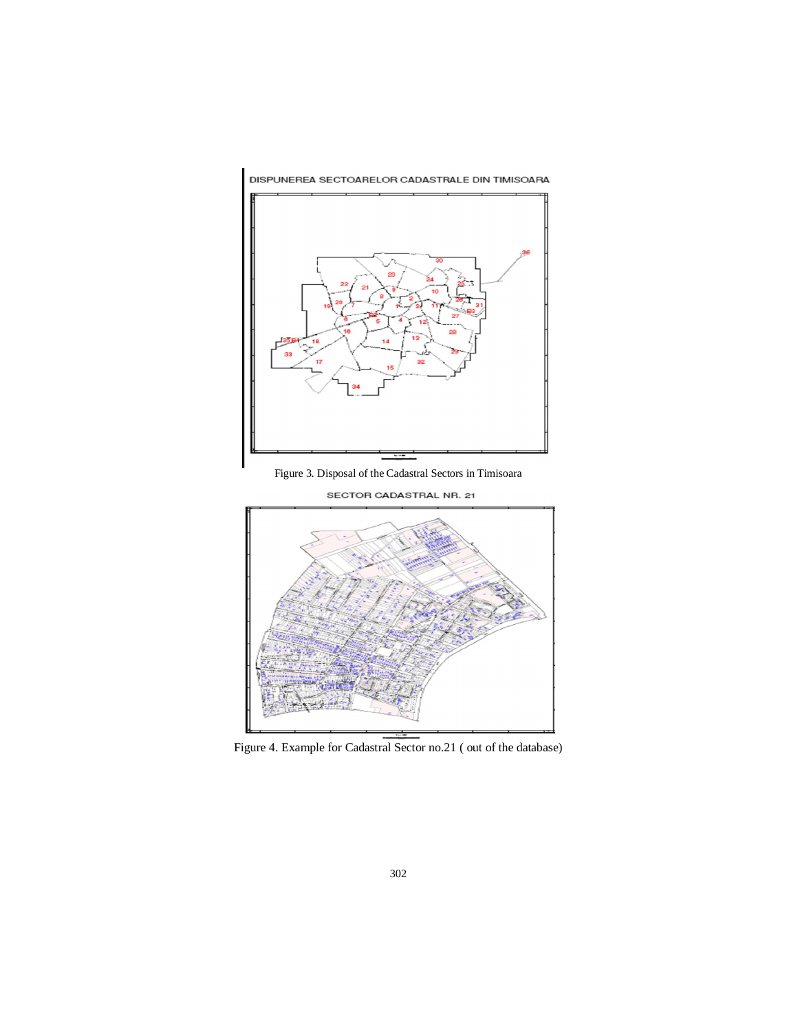DISPUNEREA SECTOARELOR CADASTRALE DIN TIMISOARA

Figure 3. Disposal of the Cadastral Sectors in Timisoara

SECTOR CADASTRAL NR. 21

Figure 4. Example for Cadastral Sector no.21 ( out of the database)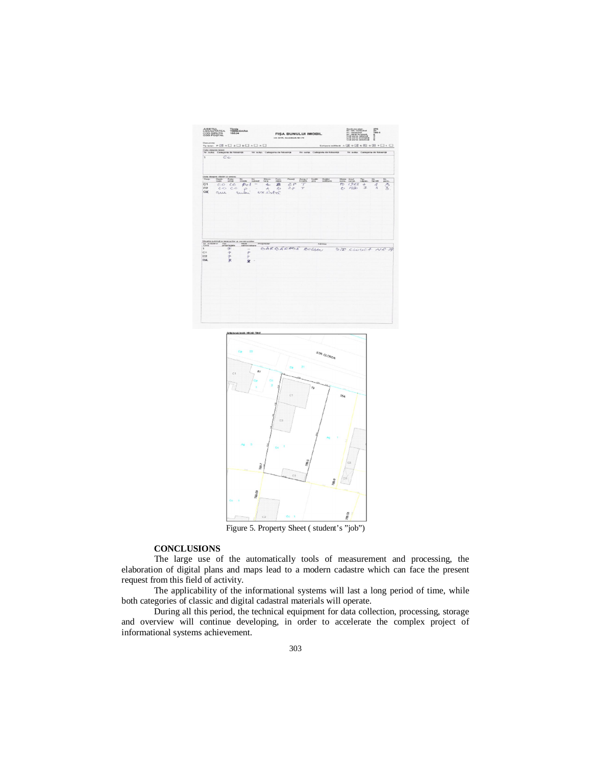Figure 5. Property Sheet ( student's "job")

## CONCLUSIONS

The large use of the automatically tools of measurement and processing, the elaboration of digital plans and maps lead to a modern cadastre which can face the present request from this field of activity.

The applicability of the informational systems will last a long period of time, while both categories of classic and digital cadastral materials will operate.

During all this period, the technical equipment for data collection, processing, storage and overview will continue developing, in order to accelerate the complex project of informational systems achievement.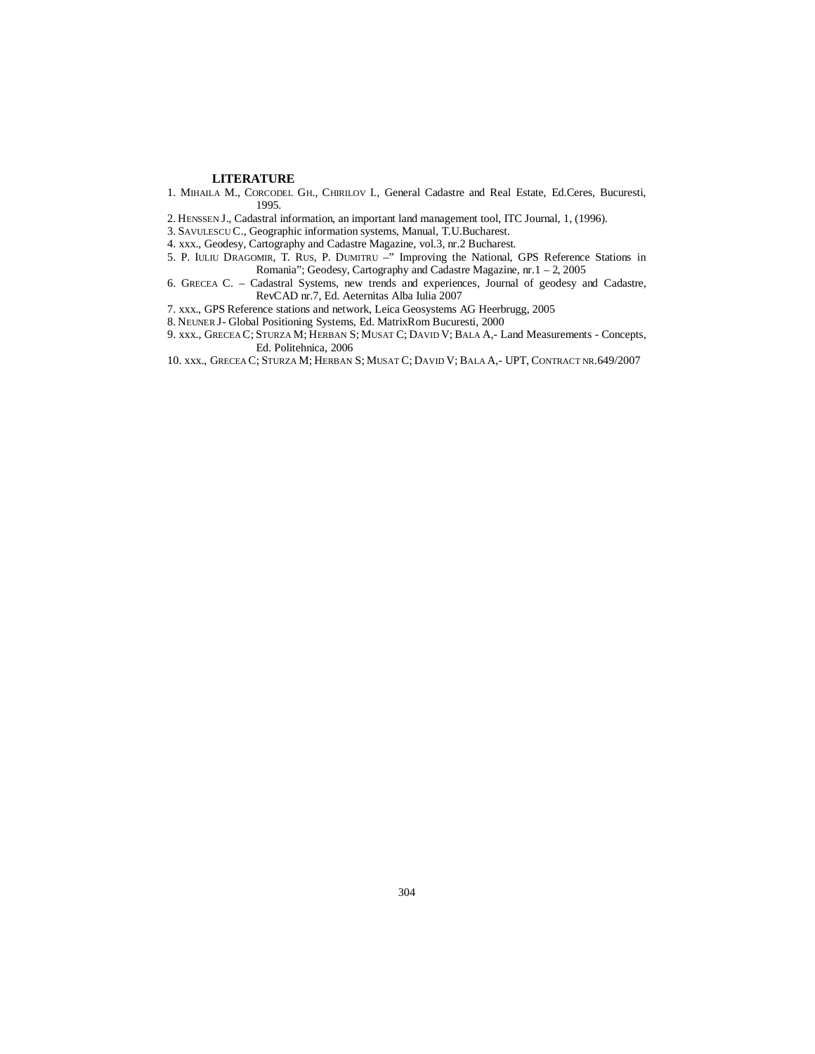**LITERATURE**

1. MIHAILA M., CORCODEL GH., CHIRILOV I., General Cadastre and Real Estate, Ed.Ceres, Bucuresti, 1995.
2. HENSSEN J., Cadastral information, an important land management tool, ITC Journal, 1, (1996).
3. SAVULESCU C., Geographic information systems, Manual, T.U.Bucharest.
4. xxx., Geodesy, Cartography and Cadastre Magazine, vol.3, nr.2 Bucharest.
5. P. IULIU DRAGOMIR, T. RUS, P. DUMITRU –" Improving the National, GPS Reference Stations in Romania"; Geodesy, Cartography and Cadastre Magazine, nr.1 – 2, 2005
6. GRECEA C. – Cadastral Systems, new trends and experiences, Journal of geodesy and Cadastre, RevCAD nr.7, Ed. Aeternitas Alba Iulia 2007
7. xxx., GPS Reference stations and network, Leica Geosystems AG Heerbrugg, 2005
8. NEUNER J- Global Positioning Systems, Ed. MatrixRom Bucuresti, 2000
9. xxx., GRECEA C; STURZA M; HERBAN S; MUSAT C; DAVID V; BALA A,- Land Measurements - Concepts, Ed. Politehnica, 2006
10. xxx., GRECEA C; STURZA M; HERBAN S; MUSAT C; DAVID V; BALA A,- UPT, CONTRACT NR.649/2007